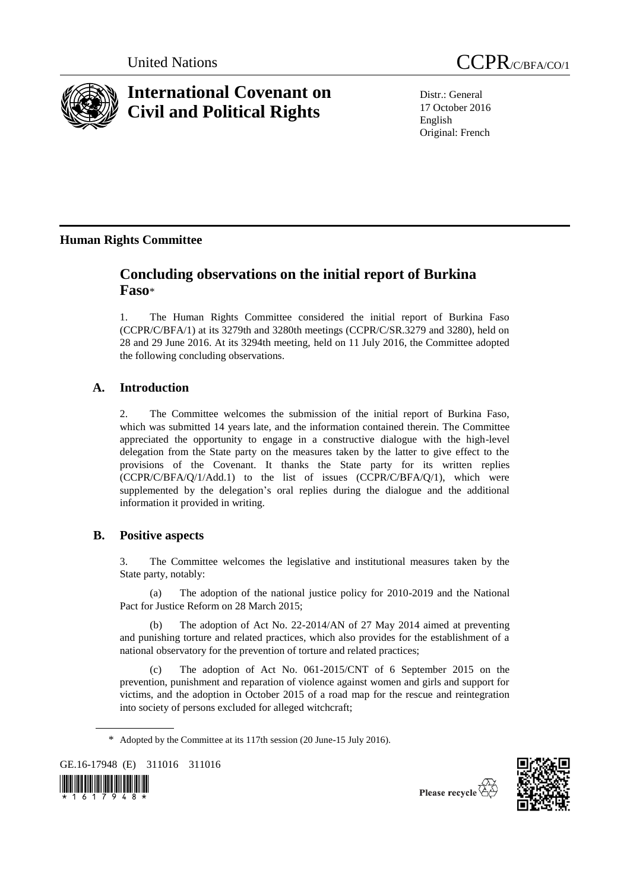United Nations | CCPR/C/BFA/CO/1

# International Covenant on Civil and Political Rights

Distr.: General
17 October 2016
English
Original: French

## Human Rights Committee

# Concluding observations on the initial report of Burkina Faso*

1. The Human Rights Committee considered the initial report of Burkina Faso (CCPR/C/BFA/1) at its 3279th and 3280th meetings (CCPR/C/SR.3279 and 3280), held on 28 and 29 June 2016. At its 3294th meeting, held on 11 July 2016, the Committee adopted the following concluding observations.

## A. Introduction

2. The Committee welcomes the submission of the initial report of Burkina Faso, which was submitted 14 years late, and the information contained therein. The Committee appreciated the opportunity to engage in a constructive dialogue with the high-level delegation from the State party on the measures taken by the latter to give effect to the provisions of the Covenant. It thanks the State party for its written replies (CCPR/C/BFA/Q/1/Add.1) to the list of issues (CCPR/C/BFA/Q/1), which were supplemented by the delegation's oral replies during the dialogue and the additional information it provided in writing.

## B. Positive aspects

3. The Committee welcomes the legislative and institutional measures taken by the State party, notably:

(a) The adoption of the national justice policy for 2010-2019 and the National Pact for Justice Reform on 28 March 2015;

(b) The adoption of Act No. 22-2014/AN of 27 May 2014 aimed at preventing and punishing torture and related practices, which also provides for the establishment of a national observatory for the prevention of torture and related practices;

(c) The adoption of Act No. 061-2015/CNT of 6 September 2015 on the prevention, punishment and reparation of violence against women and girls and support for victims, and the adoption in October 2015 of a road map for the rescue and reintegration into society of persons excluded for alleged witchcraft;

\* Adopted by the Committee at its 117th session (20 June-15 July 2016).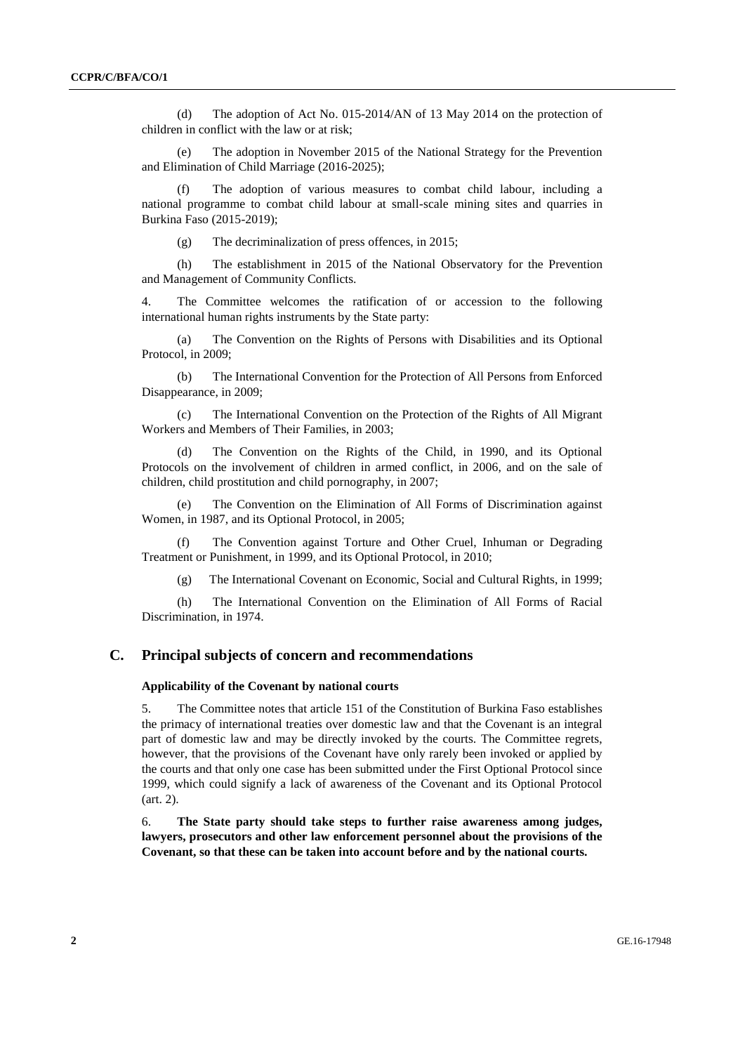(d) The adoption of Act No. 015-2014/AN of 13 May 2014 on the protection of children in conflict with the law or at risk;

(e) The adoption in November 2015 of the National Strategy for the Prevention and Elimination of Child Marriage (2016-2025);

(f) The adoption of various measures to combat child labour, including a national programme to combat child labour at small-scale mining sites and quarries in Burkina Faso (2015-2019);

(g) The decriminalization of press offences, in 2015;

(h) The establishment in 2015 of the National Observatory for the Prevention and Management of Community Conflicts.

4. The Committee welcomes the ratification of or accession to the following international human rights instruments by the State party:

(a) The Convention on the Rights of Persons with Disabilities and its Optional Protocol, in 2009;

(b) The International Convention for the Protection of All Persons from Enforced Disappearance, in 2009;

(c) The International Convention on the Protection of the Rights of All Migrant Workers and Members of Their Families, in 2003;

(d) The Convention on the Rights of the Child, in 1990, and its Optional Protocols on the involvement of children in armed conflict, in 2006, and on the sale of children, child prostitution and child pornography, in 2007;

(e) The Convention on the Elimination of All Forms of Discrimination against Women, in 1987, and its Optional Protocol, in 2005;

(f) The Convention against Torture and Other Cruel, Inhuman or Degrading Treatment or Punishment, in 1999, and its Optional Protocol, in 2010;

(g) The International Covenant on Economic, Social and Cultural Rights, in 1999;

(h) The International Convention on the Elimination of All Forms of Racial Discrimination, in 1974.

## C. Principal subjects of concern and recommendations

### Applicability of the Covenant by national courts

5. The Committee notes that article 151 of the Constitution of Burkina Faso establishes the primacy of international treaties over domestic law and that the Covenant is an integral part of domestic law and may be directly invoked by the courts. The Committee regrets, however, that the provisions of the Covenant have only rarely been invoked or applied by the courts and that only one case has been submitted under the First Optional Protocol since 1999, which could signify a lack of awareness of the Covenant and its Optional Protocol (art. 2).

6. **The State party should take steps to further raise awareness among judges, lawyers, prosecutors and other law enforcement personnel about the provisions of the Covenant, so that these can be taken into account before and by the national courts.**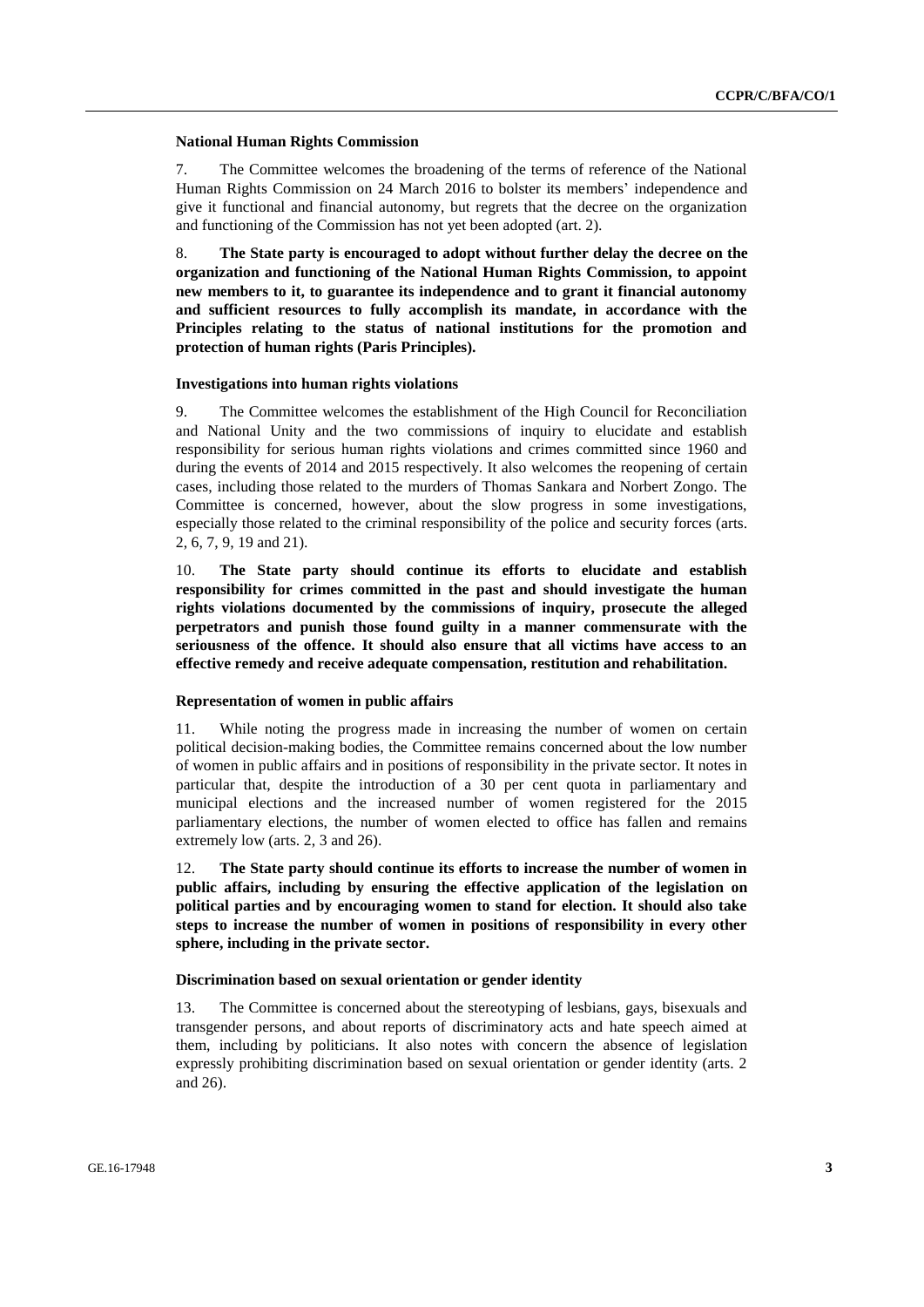### National Human Rights Commission

7. The Committee welcomes the broadening of the terms of reference of the National Human Rights Commission on 24 March 2016 to bolster its members' independence and give it functional and financial autonomy, but regrets that the decree on the organization and functioning of the Commission has not yet been adopted (art. 2).

8. **The State party is encouraged to adopt without further delay the decree on the organization and functioning of the National Human Rights Commission, to appoint new members to it, to guarantee its independence and to grant it financial autonomy and sufficient resources to fully accomplish its mandate, in accordance with the Principles relating to the status of national institutions for the promotion and protection of human rights (Paris Principles).**

### Investigations into human rights violations

9. The Committee welcomes the establishment of the High Council for Reconciliation and National Unity and the two commissions of inquiry to elucidate and establish responsibility for serious human rights violations and crimes committed since 1960 and during the events of 2014 and 2015 respectively. It also welcomes the reopening of certain cases, including those related to the murders of Thomas Sankara and Norbert Zongo. The Committee is concerned, however, about the slow progress in some investigations, especially those related to the criminal responsibility of the police and security forces (arts. 2, 6, 7, 9, 19 and 21).

10. **The State party should continue its efforts to elucidate and establish responsibility for crimes committed in the past and should investigate the human rights violations documented by the commissions of inquiry, prosecute the alleged perpetrators and punish those found guilty in a manner commensurate with the seriousness of the offence. It should also ensure that all victims have access to an effective remedy and receive adequate compensation, restitution and rehabilitation.**

### Representation of women in public affairs

11. While noting the progress made in increasing the number of women on certain political decision-making bodies, the Committee remains concerned about the low number of women in public affairs and in positions of responsibility in the private sector. It notes in particular that, despite the introduction of a 30 per cent quota in parliamentary and municipal elections and the increased number of women registered for the 2015 parliamentary elections, the number of women elected to office has fallen and remains extremely low (arts. 2, 3 and 26).

12. **The State party should continue its efforts to increase the number of women in public affairs, including by ensuring the effective application of the legislation on political parties and by encouraging women to stand for election. It should also take steps to increase the number of women in positions of responsibility in every other sphere, including in the private sector.**

### Discrimination based on sexual orientation or gender identity

13. The Committee is concerned about the stereotyping of lesbians, gays, bisexuals and transgender persons, and about reports of discriminatory acts and hate speech aimed at them, including by politicians. It also notes with concern the absence of legislation expressly prohibiting discrimination based on sexual orientation or gender identity (arts. 2 and 26).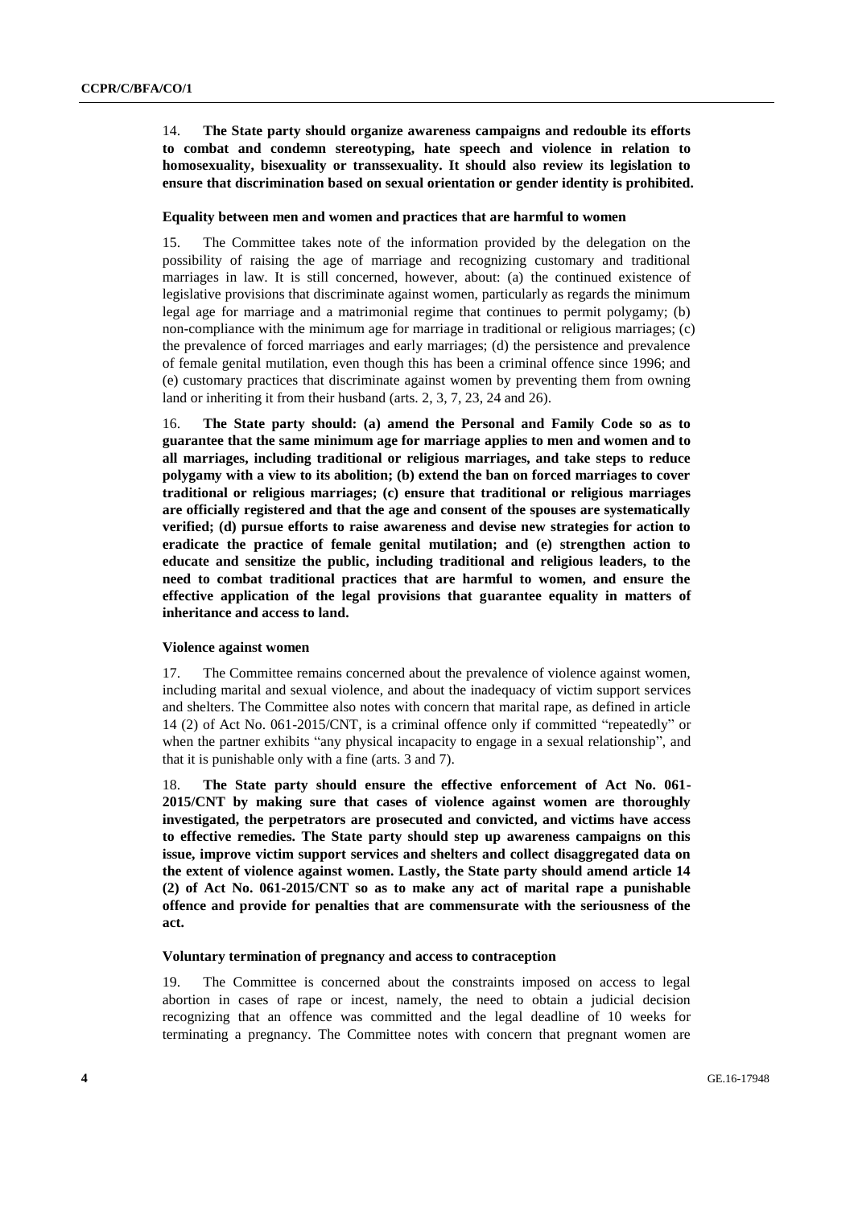14. **The State party should organize awareness campaigns and redouble its efforts to combat and condemn stereotyping, hate speech and violence in relation to homosexuality, bisexuality or transsexuality. It should also review its legislation to ensure that discrimination based on sexual orientation or gender identity is prohibited.**

### Equality between men and women and practices that are harmful to women

15. The Committee takes note of the information provided by the delegation on the possibility of raising the age of marriage and recognizing customary and traditional marriages in law. It is still concerned, however, about: (a) the continued existence of legislative provisions that discriminate against women, particularly as regards the minimum legal age for marriage and a matrimonial regime that continues to permit polygamy; (b) non-compliance with the minimum age for marriage in traditional or religious marriages; (c) the prevalence of forced marriages and early marriages; (d) the persistence and prevalence of female genital mutilation, even though this has been a criminal offence since 1996; and (e) customary practices that discriminate against women by preventing them from owning land or inheriting it from their husband (arts. 2, 3, 7, 23, 24 and 26).

16. **The State party should: (a) amend the Personal and Family Code so as to guarantee that the same minimum age for marriage applies to men and women and to all marriages, including traditional or religious marriages, and take steps to reduce polygamy with a view to its abolition; (b) extend the ban on forced marriages to cover traditional or religious marriages; (c) ensure that traditional or religious marriages are officially registered and that the age and consent of the spouses are systematically verified; (d) pursue efforts to raise awareness and devise new strategies for action to eradicate the practice of female genital mutilation; and (e) strengthen action to educate and sensitize the public, including traditional and religious leaders, to the need to combat traditional practices that are harmful to women, and ensure the effective application of the legal provisions that guarantee equality in matters of inheritance and access to land.**

### Violence against women

17. The Committee remains concerned about the prevalence of violence against women, including marital and sexual violence, and about the inadequacy of victim support services and shelters. The Committee also notes with concern that marital rape, as defined in article 14 (2) of Act No. 061-2015/CNT, is a criminal offence only if committed "repeatedly" or when the partner exhibits "any physical incapacity to engage in a sexual relationship", and that it is punishable only with a fine (arts. 3 and 7).

18. **The State party should ensure the effective enforcement of Act No. 061-2015/CNT by making sure that cases of violence against women are thoroughly investigated, the perpetrators are prosecuted and convicted, and victims have access to effective remedies. The State party should step up awareness campaigns on this issue, improve victim support services and shelters and collect disaggregated data on the extent of violence against women. Lastly, the State party should amend article 14 (2) of Act No. 061-2015/CNT so as to make any act of marital rape a punishable offence and provide for penalties that are commensurate with the seriousness of the act.**

### Voluntary termination of pregnancy and access to contraception

19. The Committee is concerned about the constraints imposed on access to legal abortion in cases of rape or incest, namely, the need to obtain a judicial decision recognizing that an offence was committed and the legal deadline of 10 weeks for terminating a pregnancy. The Committee notes with concern that pregnant women are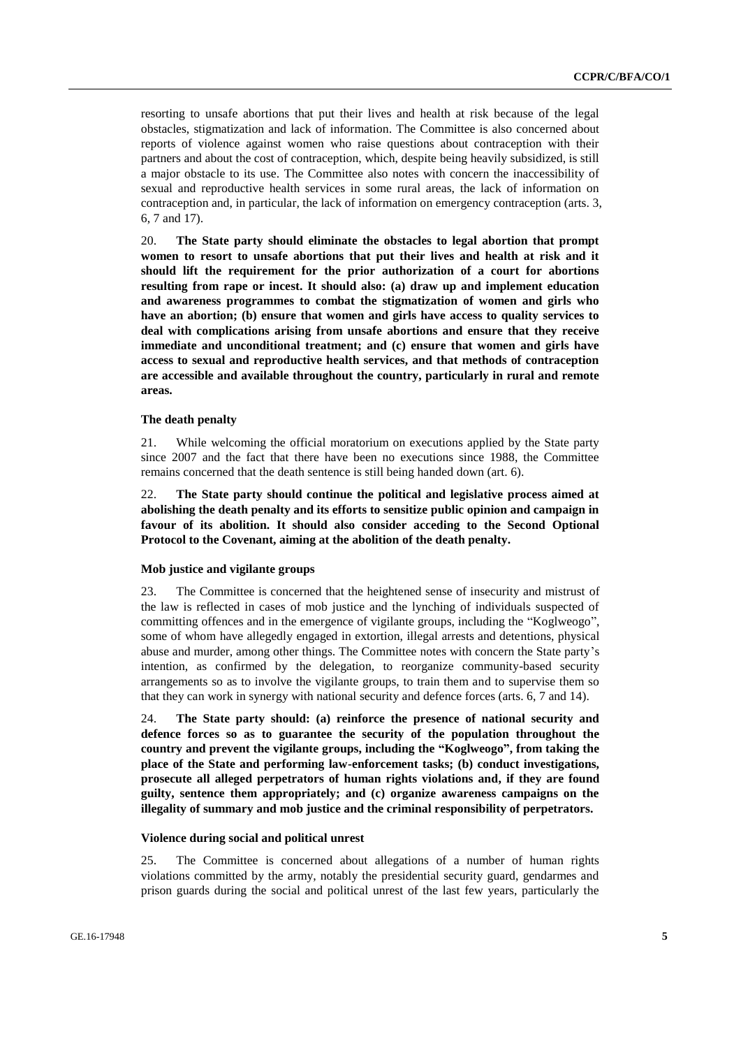resorting to unsafe abortions that put their lives and health at risk because of the legal obstacles, stigmatization and lack of information. The Committee is also concerned about reports of violence against women who raise questions about contraception with their partners and about the cost of contraception, which, despite being heavily subsidized, is still a major obstacle to its use. The Committee also notes with concern the inaccessibility of sexual and reproductive health services in some rural areas, the lack of information on contraception and, in particular, the lack of information on emergency contraception (arts. 3, 6, 7 and 17).

20. **The State party should eliminate the obstacles to legal abortion that prompt women to resort to unsafe abortions that put their lives and health at risk and it should lift the requirement for the prior authorization of a court for abortions resulting from rape or incest. It should also: (a) draw up and implement education and awareness programmes to combat the stigmatization of women and girls who have an abortion; (b) ensure that women and girls have access to quality services to deal with complications arising from unsafe abortions and ensure that they receive immediate and unconditional treatment; and (c) ensure that women and girls have access to sexual and reproductive health services, and that methods of contraception are accessible and available throughout the country, particularly in rural and remote areas.**

### The death penalty

21. While welcoming the official moratorium on executions applied by the State party since 2007 and the fact that there have been no executions since 1988, the Committee remains concerned that the death sentence is still being handed down (art. 6).

22. **The State party should continue the political and legislative process aimed at abolishing the death penalty and its efforts to sensitize public opinion and campaign in favour of its abolition. It should also consider acceding to the Second Optional Protocol to the Covenant, aiming at the abolition of the death penalty.**

### Mob justice and vigilante groups

23. The Committee is concerned that the heightened sense of insecurity and mistrust of the law is reflected in cases of mob justice and the lynching of individuals suspected of committing offences and in the emergence of vigilante groups, including the "Koglweogo", some of whom have allegedly engaged in extortion, illegal arrests and detentions, physical abuse and murder, among other things. The Committee notes with concern the State party's intention, as confirmed by the delegation, to reorganize community-based security arrangements so as to involve the vigilante groups, to train them and to supervise them so that they can work in synergy with national security and defence forces (arts. 6, 7 and 14).

24. **The State party should: (a) reinforce the presence of national security and defence forces so as to guarantee the security of the population throughout the country and prevent the vigilante groups, including the "Koglweogo", from taking the place of the State and performing law-enforcement tasks; (b) conduct investigations, prosecute all alleged perpetrators of human rights violations and, if they are found guilty, sentence them appropriately; and (c) organize awareness campaigns on the illegality of summary and mob justice and the criminal responsibility of perpetrators.**

### Violence during social and political unrest

25. The Committee is concerned about allegations of a number of human rights violations committed by the army, notably the presidential security guard, gendarmes and prison guards during the social and political unrest of the last few years, particularly the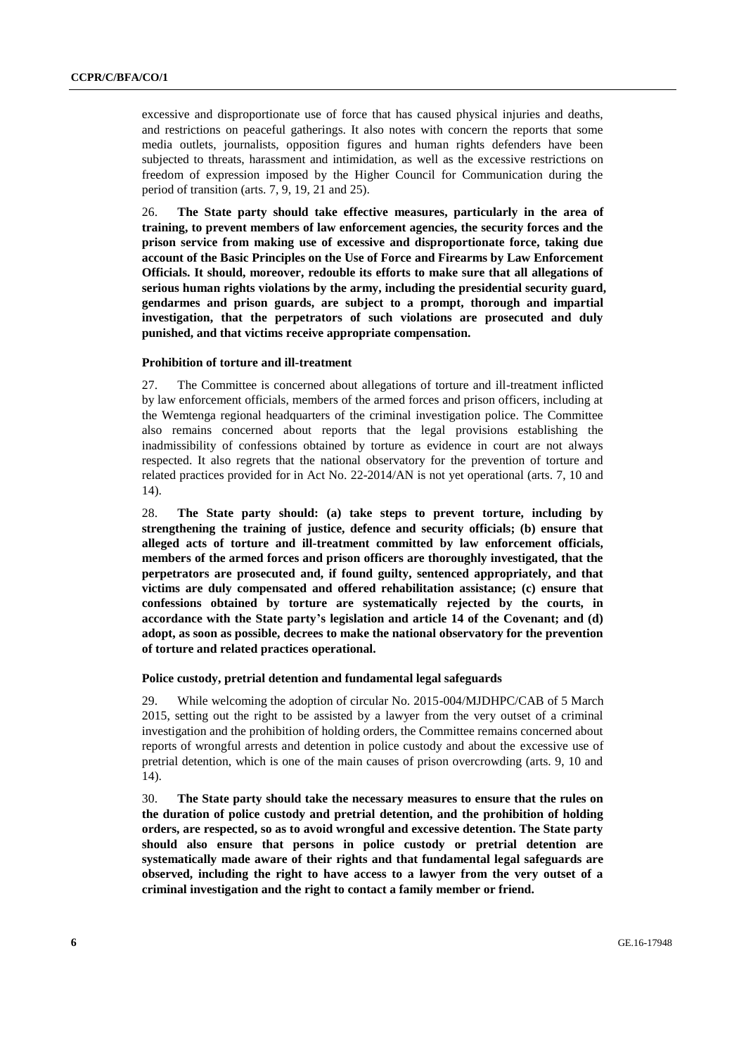excessive and disproportionate use of force that has caused physical injuries and deaths, and restrictions on peaceful gatherings. It also notes with concern the reports that some media outlets, journalists, opposition figures and human rights defenders have been subjected to threats, harassment and intimidation, as well as the excessive restrictions on freedom of expression imposed by the Higher Council for Communication during the period of transition (arts. 7, 9, 19, 21 and 25).

26. **The State party should take effective measures, particularly in the area of training, to prevent members of law enforcement agencies, the security forces and the prison service from making use of excessive and disproportionate force, taking due account of the Basic Principles on the Use of Force and Firearms by Law Enforcement Officials. It should, moreover, redouble its efforts to make sure that all allegations of serious human rights violations by the army, including the presidential security guard, gendarmes and prison guards, are subject to a prompt, thorough and impartial investigation, that the perpetrators of such violations are prosecuted and duly punished, and that victims receive appropriate compensation.**

### Prohibition of torture and ill-treatment

27. The Committee is concerned about allegations of torture and ill-treatment inflicted by law enforcement officials, members of the armed forces and prison officers, including at the Wemtenga regional headquarters of the criminal investigation police. The Committee also remains concerned about reports that the legal provisions establishing the inadmissibility of confessions obtained by torture as evidence in court are not always respected. It also regrets that the national observatory for the prevention of torture and related practices provided for in Act No. 22-2014/AN is not yet operational (arts. 7, 10 and 14).

28. **The State party should: (a) take steps to prevent torture, including by strengthening the training of justice, defence and security officials; (b) ensure that alleged acts of torture and ill-treatment committed by law enforcement officials, members of the armed forces and prison officers are thoroughly investigated, that the perpetrators are prosecuted and, if found guilty, sentenced appropriately, and that victims are duly compensated and offered rehabilitation assistance; (c) ensure that confessions obtained by torture are systematically rejected by the courts, in accordance with the State party's legislation and article 14 of the Covenant; and (d) adopt, as soon as possible, decrees to make the national observatory for the prevention of torture and related practices operational.**

### Police custody, pretrial detention and fundamental legal safeguards

29. While welcoming the adoption of circular No. 2015-004/MJDHPC/CAB of 5 March 2015, setting out the right to be assisted by a lawyer from the very outset of a criminal investigation and the prohibition of holding orders, the Committee remains concerned about reports of wrongful arrests and detention in police custody and about the excessive use of pretrial detention, which is one of the main causes of prison overcrowding (arts. 9, 10 and 14).

30. **The State party should take the necessary measures to ensure that the rules on the duration of police custody and pretrial detention, and the prohibition of holding orders, are respected, so as to avoid wrongful and excessive detention. The State party should also ensure that persons in police custody or pretrial detention are systematically made aware of their rights and that fundamental legal safeguards are observed, including the right to have access to a lawyer from the very outset of a criminal investigation and the right to contact a family member or friend.**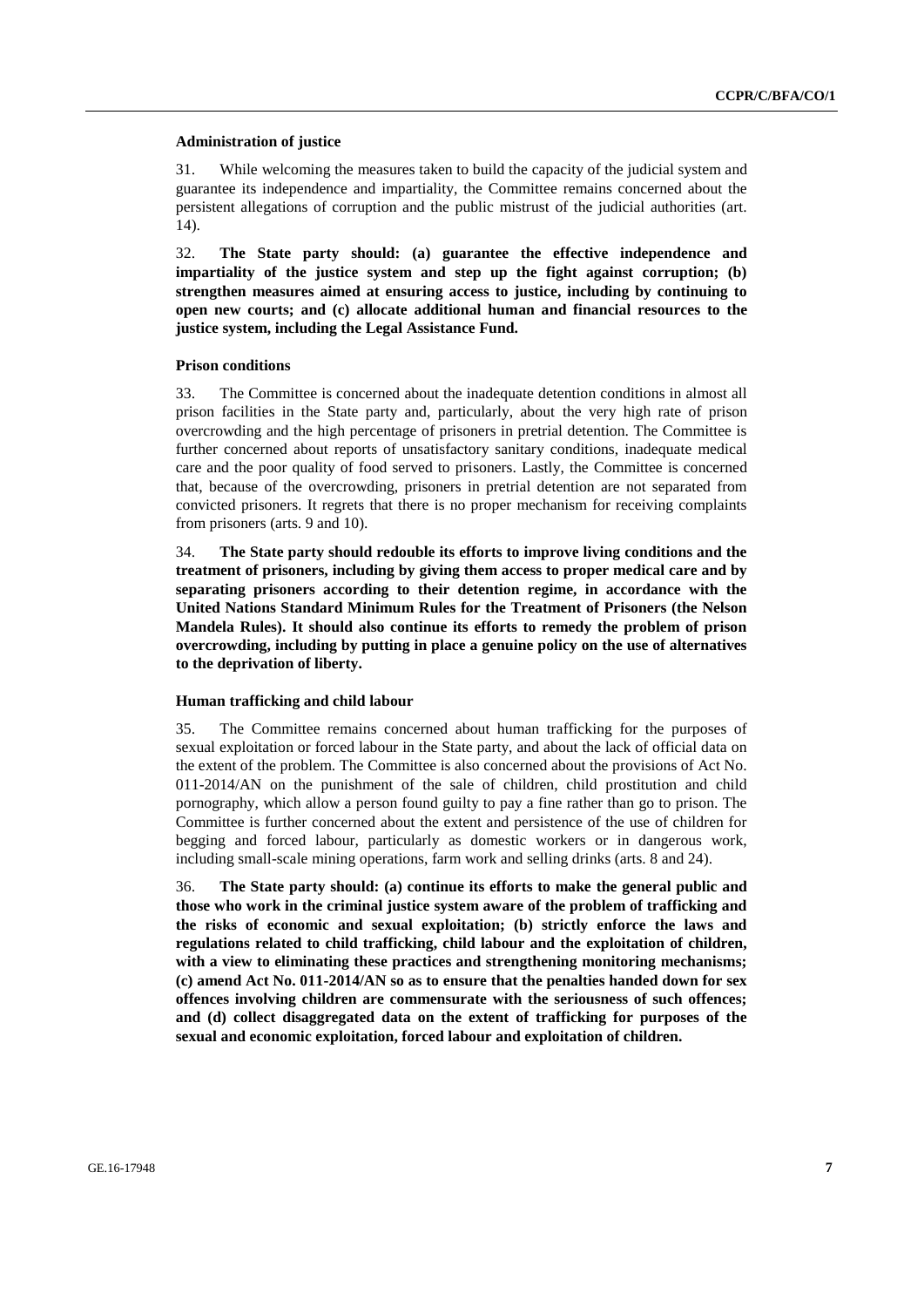### Administration of justice

31. While welcoming the measures taken to build the capacity of the judicial system and guarantee its independence and impartiality, the Committee remains concerned about the persistent allegations of corruption and the public mistrust of the judicial authorities (art. 14).

32. **The State party should: (a) guarantee the effective independence and impartiality of the justice system and step up the fight against corruption; (b) strengthen measures aimed at ensuring access to justice, including by continuing to open new courts; and (c) allocate additional human and financial resources to the justice system, including the Legal Assistance Fund.**

### Prison conditions

33. The Committee is concerned about the inadequate detention conditions in almost all prison facilities in the State party and, particularly, about the very high rate of prison overcrowding and the high percentage of prisoners in pretrial detention. The Committee is further concerned about reports of unsatisfactory sanitary conditions, inadequate medical care and the poor quality of food served to prisoners. Lastly, the Committee is concerned that, because of the overcrowding, prisoners in pretrial detention are not separated from convicted prisoners. It regrets that there is no proper mechanism for receiving complaints from prisoners (arts. 9 and 10).

34. **The State party should redouble its efforts to improve living conditions and the treatment of prisoners, including by giving them access to proper medical care and by separating prisoners according to their detention regime, in accordance with the United Nations Standard Minimum Rules for the Treatment of Prisoners (the Nelson Mandela Rules). It should also continue its efforts to remedy the problem of prison overcrowding, including by putting in place a genuine policy on the use of alternatives to the deprivation of liberty.**

### Human trafficking and child labour

35. The Committee remains concerned about human trafficking for the purposes of sexual exploitation or forced labour in the State party, and about the lack of official data on the extent of the problem. The Committee is also concerned about the provisions of Act No. 011-2014/AN on the punishment of the sale of children, child prostitution and child pornography, which allow a person found guilty to pay a fine rather than go to prison. The Committee is further concerned about the extent and persistence of the use of children for begging and forced labour, particularly as domestic workers or in dangerous work, including small-scale mining operations, farm work and selling drinks (arts. 8 and 24).

36. **The State party should: (a) continue its efforts to make the general public and those who work in the criminal justice system aware of the problem of trafficking and the risks of economic and sexual exploitation; (b) strictly enforce the laws and regulations related to child trafficking, child labour and the exploitation of children, with a view to eliminating these practices and strengthening monitoring mechanisms; (c) amend Act No. 011-2014/AN so as to ensure that the penalties handed down for sex offences involving children are commensurate with the seriousness of such offences; and (d) collect disaggregated data on the extent of trafficking for purposes of the sexual and economic exploitation, forced labour and exploitation of children.**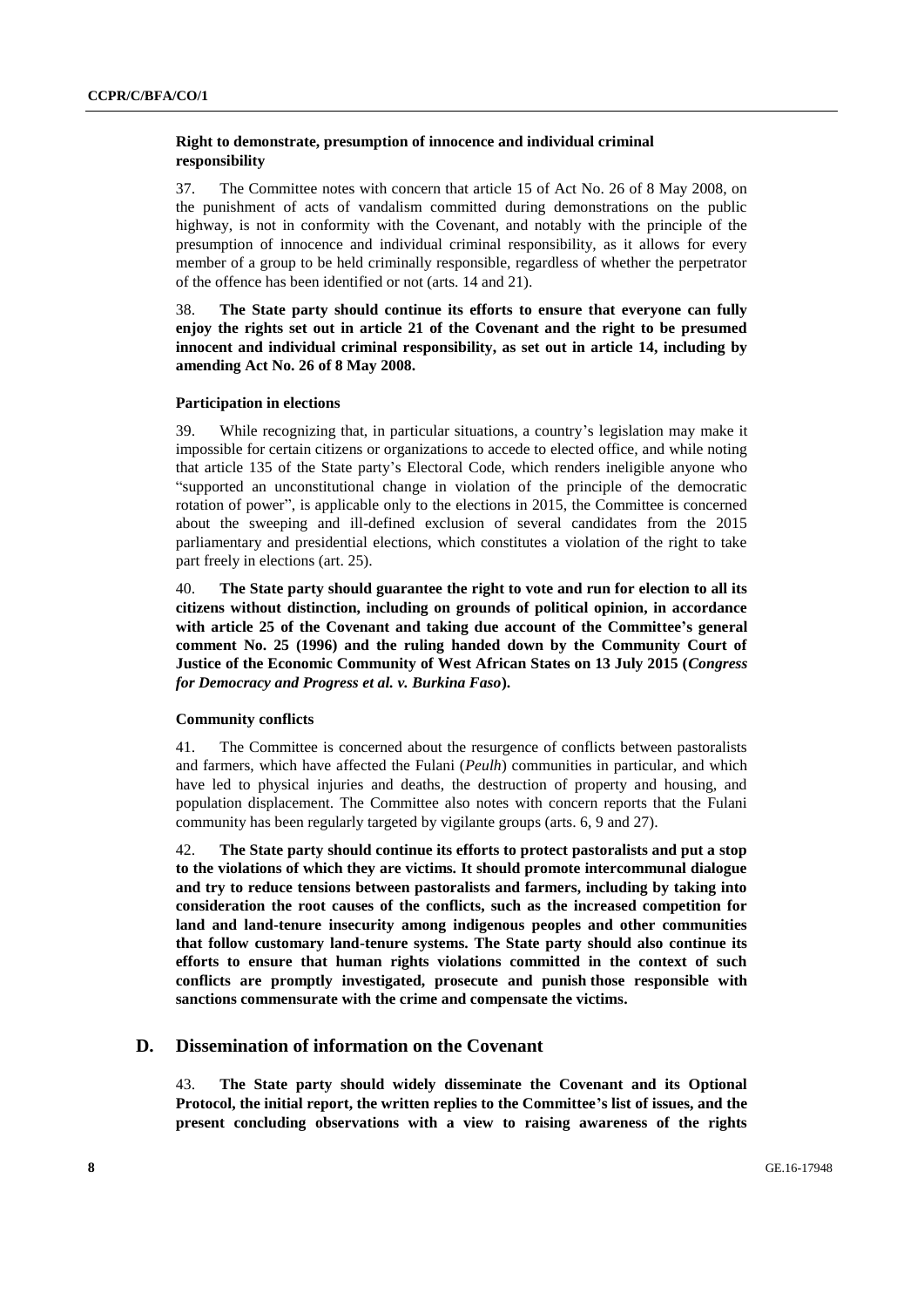### Right to demonstrate, presumption of innocence and individual criminal responsibility

37. The Committee notes with concern that article 15 of Act No. 26 of 8 May 2008, on the punishment of acts of vandalism committed during demonstrations on the public highway, is not in conformity with the Covenant, and notably with the principle of the presumption of innocence and individual criminal responsibility, as it allows for every member of a group to be held criminally responsible, regardless of whether the perpetrator of the offence has been identified or not (arts. 14 and 21).

38. **The State party should continue its efforts to ensure that everyone can fully enjoy the rights set out in article 21 of the Covenant and the right to be presumed innocent and individual criminal responsibility, as set out in article 14, including by amending Act No. 26 of 8 May 2008.**

### Participation in elections

39. While recognizing that, in particular situations, a country's legislation may make it impossible for certain citizens or organizations to accede to elected office, and while noting that article 135 of the State party's Electoral Code, which renders ineligible anyone who "supported an unconstitutional change in violation of the principle of the democratic rotation of power", is applicable only to the elections in 2015, the Committee is concerned about the sweeping and ill-defined exclusion of several candidates from the 2015 parliamentary and presidential elections, which constitutes a violation of the right to take part freely in elections (art. 25).

40. **The State party should guarantee the right to vote and run for election to all its citizens without distinction, including on grounds of political opinion, in accordance with article 25 of the Covenant and taking due account of the Committee's general comment No. 25 (1996) and the ruling handed down by the Community Court of Justice of the Economic Community of West African States on 13 July 2015 (*Congress for Democracy and Progress et al. v. Burkina Faso*).**

### Community conflicts

41. The Committee is concerned about the resurgence of conflicts between pastoralists and farmers, which have affected the Fulani (*Peulh*) communities in particular, and which have led to physical injuries and deaths, the destruction of property and housing, and population displacement. The Committee also notes with concern reports that the Fulani community has been regularly targeted by vigilante groups (arts. 6, 9 and 27).

42. **The State party should continue its efforts to protect pastoralists and put a stop to the violations of which they are victims. It should promote intercommunal dialogue and try to reduce tensions between pastoralists and farmers, including by taking into consideration the root causes of the conflicts, such as the increased competition for land and land-tenure insecurity among indigenous peoples and other communities that follow customary land-tenure systems. The State party should also continue its efforts to ensure that human rights violations committed in the context of such conflicts are promptly investigated, prosecute and punish those responsible with sanctions commensurate with the crime and compensate the victims.**

## D. Dissemination of information on the Covenant

43. **The State party should widely disseminate the Covenant and its Optional Protocol, the initial report, the written replies to the Committee's list of issues, and the present concluding observations with a view to raising awareness of the rights**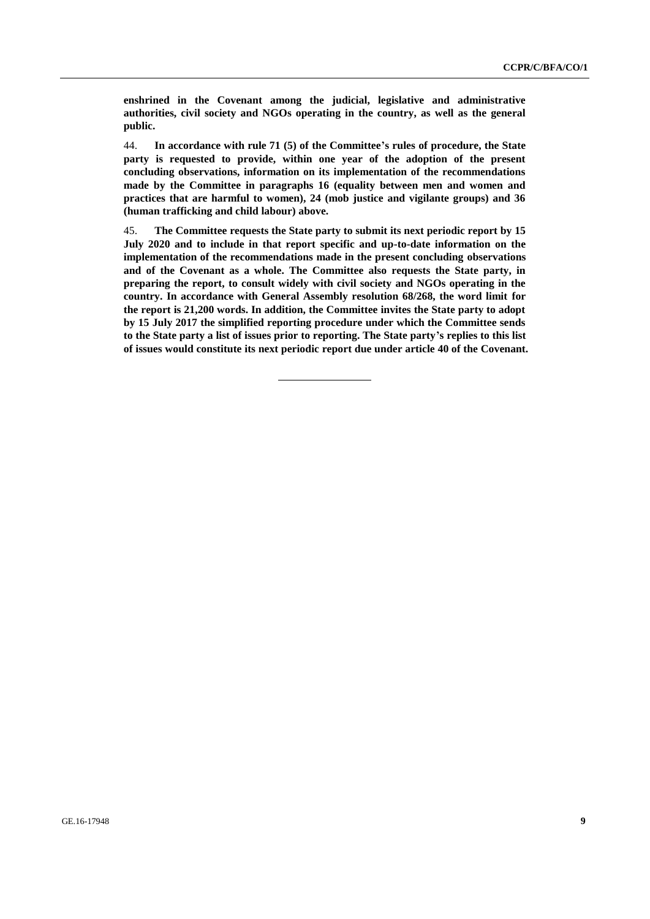**enshrined in the Covenant among the judicial, legislative and administrative authorities, civil society and NGOs operating in the country, as well as the general public.**

44. **In accordance with rule 71 (5) of the Committee's rules of procedure, the State party is requested to provide, within one year of the adoption of the present concluding observations, information on its implementation of the recommendations made by the Committee in paragraphs 16 (equality between men and women and practices that are harmful to women), 24 (mob justice and vigilante groups) and 36 (human trafficking and child labour) above.**

45. **The Committee requests the State party to submit its next periodic report by 15 July 2020 and to include in that report specific and up-to-date information on the implementation of the recommendations made in the present concluding observations and of the Covenant as a whole. The Committee also requests the State party, in preparing the report, to consult widely with civil society and NGOs operating in the country. In accordance with General Assembly resolution 68/268, the word limit for the report is 21,200 words. In addition, the Committee invites the State party to adopt by 15 July 2017 the simplified reporting procedure under which the Committee sends to the State party a list of issues prior to reporting. The State party's replies to this list of issues would constitute its next periodic report due under article 40 of the Covenant.**